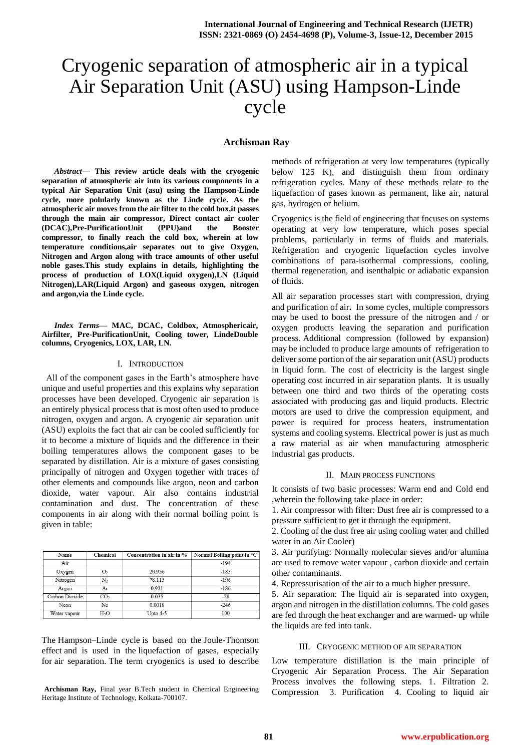# Cryogenic separation of atmospheric air in a typical Air Separation Unit (ASU) using Hampson-Linde cycle

**Archisman Ray**

***Abstract*— This review article deals with the cryogenic separation of atmospheric air into its various components in a typical Air Separation Unit (asu) using the Hampson-Linde cycle, more polularly known as the Linde cycle. As the atmospheric air moves from the air filter to the cold box,it passes through the main air compressor, Direct contact air cooler (DCAC),Pre-PurificationUnit (PPU)and the Booster compressor, to finally reach the cold box, wherein at low temperature conditions,air separates out to give Oxygen, Nitrogen and Argon along with trace amounts of other useful noble gases.This study explains in details, highlighting the process of production of LOX(Liquid oxygen),LN (Liquid Nitrogen),LAR(Liquid Argon) and gaseous oxygen, nitrogen and argon,via the Linde cycle.**

***Index Terms*— MAC, DCAC, Coldbox, Atmosphericair, Airfilter, Pre-PurificationUnit, Cooling tower, LindeDouble columns, Cryogenics, LOX, LAR, LN.**

## I. Introduction

All of the component gases in the Earth's atmosphere have unique and useful properties and this explains why separation processes have been developed. Cryogenic air separation is an entirely physical process that is most often used to produce nitrogen, oxygen and argon. A cryogenic air separation unit (ASU) exploits the fact that air can be cooled sufficiently for it to become a mixture of liquids and the difference in their boiling temperatures allows the component gases to be separated by distillation. Air is a mixture of gases consisting principally of nitrogen and Oxygen together with traces of other elements and compounds like argon, neon and carbon dioxide, water vapour. Air also contains industrial contamination and dust. The concentration of these components in air along with their normal boiling point is given in table:

| Name | Chemical | Concentration in air in % | Normal Boiling point in °C |
|---|---|---|---|
| Air | | | -194 |
| Oxygen | $O_2$ | 20.956 | -183 |
| Nitrogen | $N_2$ | 78.113 | -196 |
| Argon | Ar | 0.931 | -186 |
| Carbon Dioxide | $CO_2$ | 0.035 | -78 |
| Neon | Ne | 0.0018 | -246 |
| Water vapour | $H_2O$ | Upto 4-5 | 100 |

The Hampson–Linde cycle is based on the Joule-Thomson effect and is used in the liquefaction of gases, especially for air separation. The term cryogenics is used to describe methods of refrigeration at very low temperatures (typically below 125 K), and distinguish them from ordinary refrigeration cycles. Many of these methods relate to the liquefaction of gases known as permanent, like air, natural gas, hydrogen or helium.

Cryogenics is the field of engineering that focuses on systems operating at very low temperature, which poses special problems, particularly in terms of fluids and materials. Refrigeration and cryogenic liquefaction cycles involve combinations of para-isothermal compressions, cooling, thermal regeneration, and isenthalpic or adiabatic expansion of fluids.

All air separation processes start with compression, drying and purification of air**.** In some cycles, multiple compressors may be used to boost the pressure of the nitrogen and / or oxygen products leaving the separation and purification process. Additional compression (followed by expansion) may be included to produce large amounts of refrigeration to deliver some portion of the air separation unit (ASU) products in liquid form. The cost of electricity is the largest single operating cost incurred in air separation plants. It is usually between one third and two thirds of the operating costs associated with producing gas and liquid products. Electric motors are used to drive the compression equipment, and power is required for process heaters, instrumentation systems and cooling systems. Electrical power is just as much a raw material as air when manufacturing atmospheric industrial gas products.

## II. Main Process Functions

It consists of two basic processes: Warm end and Cold end ,wherein the following take place in order:

1. Air compressor with filter: Dust free air is compressed to a pressure sufficient to get it through the equipment.
2. Cooling of the dust free air using cooling water and chilled water in an Air Cooler)
3. Air purifying: Normally molecular sieves and/or alumina are used to remove water vapour , carbon dioxide and certain other contaminants.
4. Repressurisation of the air to a much higher pressure.
5. Air separation: The liquid air is separated into oxygen, argon and nitrogen in the distillation columns. The cold gases are fed through the heat exchanger and are warmed- up while the liquids are fed into tank.

## III. Cryogenic Method of Air Separation

Low temperature distillation is the main principle of Cryogenic Air Separation Process. The Air Separation Process involves the following steps. 1. Filtration 2. Compression 3. Purification 4. Cooling to liquid air

**Archisman Ray,** Final year B.Tech student in Chemical Engineering Heritage Institute of Technology, Kolkata-700107.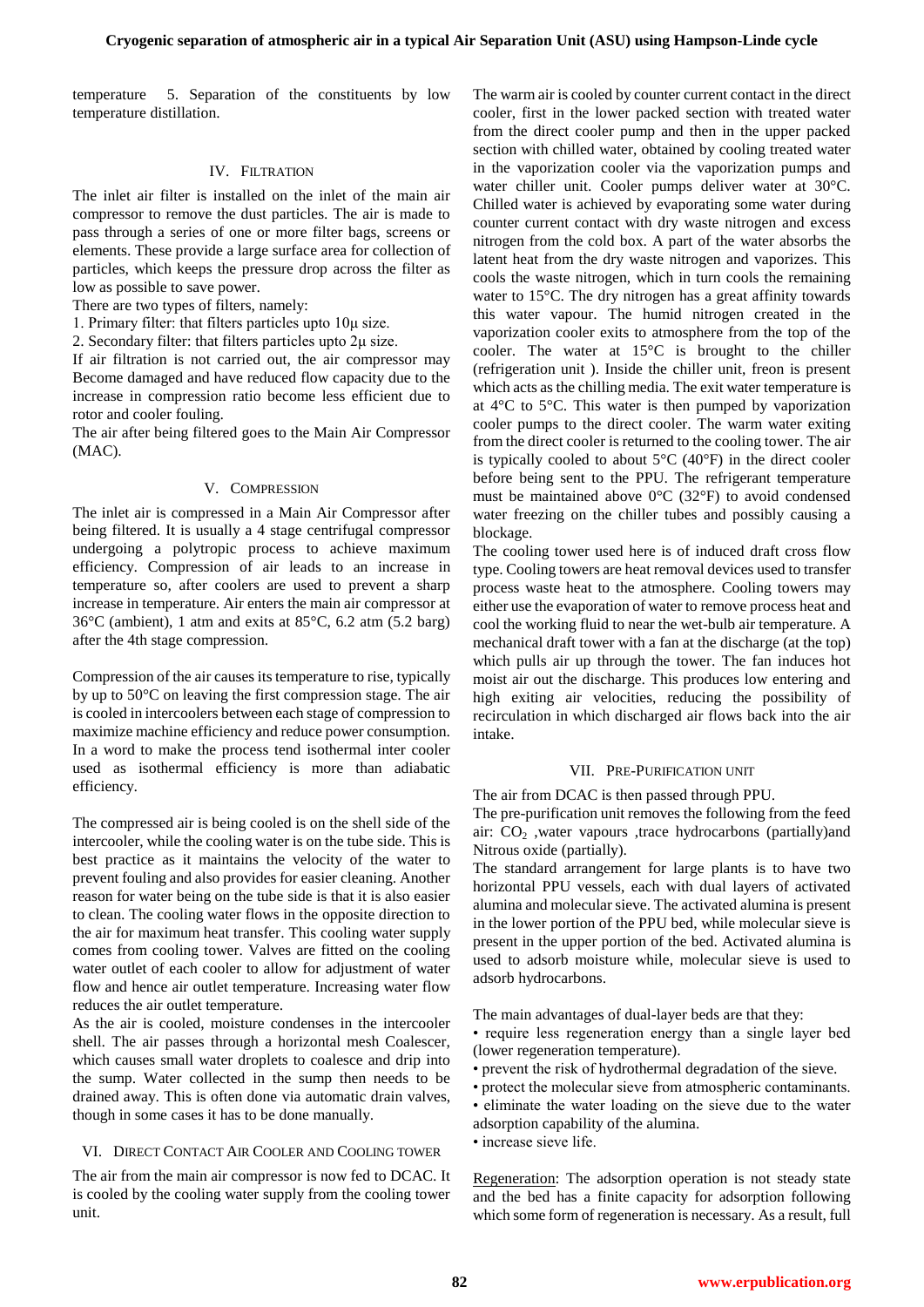temperature 5. Separation of the constituents by low temperature distillation.

## IV. Filtration

The inlet air filter is installed on the inlet of the main air compressor to remove the dust particles. The air is made to pass through a series of one or more filter bags, screens or elements. These provide a large surface area for collection of particles, which keeps the pressure drop across the filter as low as possible to save power.

There are two types of filters, namely:

1. Primary filter: that filters particles upto 10µ size.
2. Secondary filter: that filters particles upto 2µ size.

If air filtration is not carried out, the air compressor may Become damaged and have reduced flow capacity due to the increase in compression ratio become less efficient due to rotor and cooler fouling.

The air after being filtered goes to the Main Air Compressor (MAC).

## V. Compression

The inlet air is compressed in a Main Air Compressor after being filtered. It is usually a 4 stage centrifugal compressor undergoing a polytropic process to achieve maximum efficiency. Compression of air leads to an increase in temperature so, after coolers are used to prevent a sharp increase in temperature. Air enters the main air compressor at 36°C (ambient), 1 atm and exits at 85°C, 6.2 atm (5.2 barg) after the 4th stage compression.

Compression of the air causes its temperature to rise, typically by up to 50°C on leaving the first compression stage. The air is cooled in intercoolers between each stage of compression to maximize machine efficiency and reduce power consumption. In a word to make the process tend isothermal inter cooler used as isothermal efficiency is more than adiabatic efficiency.

The compressed air is being cooled is on the shell side of the intercooler, while the cooling water is on the tube side. This is best practice as it maintains the velocity of the water to prevent fouling and also provides for easier cleaning. Another reason for water being on the tube side is that it is also easier to clean. The cooling water flows in the opposite direction to the air for maximum heat transfer. This cooling water supply comes from cooling tower. Valves are fitted on the cooling water outlet of each cooler to allow for adjustment of water flow and hence air outlet temperature. Increasing water flow reduces the air outlet temperature.

As the air is cooled, moisture condenses in the intercooler shell. The air passes through a horizontal mesh Coalescer, which causes small water droplets to coalesce and drip into the sump. Water collected in the sump then needs to be drained away. This is often done via automatic drain valves, though in some cases it has to be done manually.

## VI. Direct Contact Air Cooler and Cooling tower

The air from the main air compressor is now fed to DCAC. It is cooled by the cooling water supply from the cooling tower unit.

The warm air is cooled by counter current contact in the direct cooler, first in the lower packed section with treated water from the direct cooler pump and then in the upper packed section with chilled water, obtained by cooling treated water in the vaporization cooler via the vaporization pumps and water chiller unit. Cooler pumps deliver water at 30°C. Chilled water is achieved by evaporating some water during counter current contact with dry waste nitrogen and excess nitrogen from the cold box. A part of the water absorbs the latent heat from the dry waste nitrogen and vaporizes. This cools the waste nitrogen, which in turn cools the remaining water to 15°C. The dry nitrogen has a great affinity towards this water vapour. The humid nitrogen created in the vaporization cooler exits to atmosphere from the top of the cooler. The water at 15°C is brought to the chiller (refrigeration unit ). Inside the chiller unit, freon is present which acts as the chilling media. The exit water temperature is at 4°C to 5°C. This water is then pumped by vaporization cooler pumps to the direct cooler. The warm water exiting from the direct cooler is returned to the cooling tower. The air is typically cooled to about 5°C (40°F) in the direct cooler before being sent to the PPU. The refrigerant temperature must be maintained above 0°C (32°F) to avoid condensed water freezing on the chiller tubes and possibly causing a blockage.

The cooling tower used here is of induced draft cross flow type. Cooling towers are heat removal devices used to transfer process waste heat to the atmosphere. Cooling towers may either use the evaporation of water to remove process heat and cool the working fluid to near the wet-bulb air temperature. A mechanical draft tower with a fan at the discharge (at the top) which pulls air up through the tower. The fan induces hot moist air out the discharge. This produces low entering and high exiting air velocities, reducing the possibility of recirculation in which discharged air flows back into the air intake.

## VII. Pre-Purification unit

The air from DCAC is then passed through PPU.

The pre-purification unit removes the following from the feed air: $CO_2$ ,water vapours ,trace hydrocarbons (partially)and Nitrous oxide (partially).

The standard arrangement for large plants is to have two horizontal PPU vessels, each with dual layers of activated alumina and molecular sieve. The activated alumina is present in the lower portion of the PPU bed, while molecular sieve is present in the upper portion of the bed. Activated alumina is used to adsorb moisture while, molecular sieve is used to adsorb hydrocarbons.

The main advantages of dual-layer beds are that they:

- require less regeneration energy than a single layer bed (lower regeneration temperature).
- prevent the risk of hydrothermal degradation of the sieve.
- protect the molecular sieve from atmospheric contaminants.
- eliminate the water loading on the sieve due to the water adsorption capability of the alumina.
- increase sieve life.

Regeneration: The adsorption operation is not steady state and the bed has a finite capacity for adsorption following which some form of regeneration is necessary. As a result, full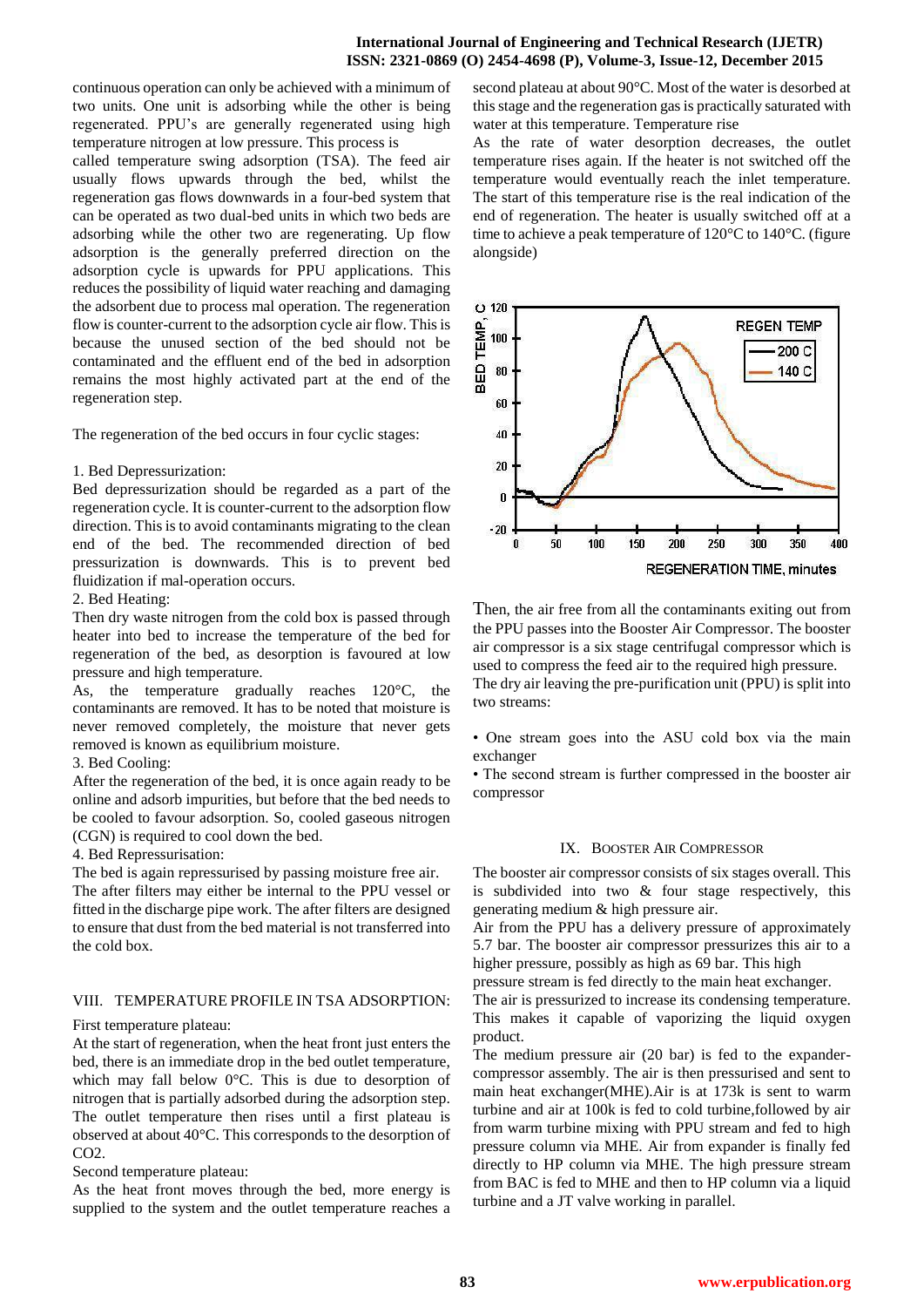continuous operation can only be achieved with a minimum of two units. One unit is adsorbing while the other is being regenerated. PPU's are generally regenerated using high temperature nitrogen at low pressure. This process is called temperature swing adsorption (TSA). The feed air usually flows upwards through the bed, whilst the regeneration gas flows downwards in a four-bed system that can be operated as two dual-bed units in which two beds are adsorbing while the other two are regenerating. Up flow adsorption is the generally preferred direction on the adsorption cycle is upwards for PPU applications. This reduces the possibility of liquid water reaching and damaging the adsorbent due to process mal operation. The regeneration flow is counter-current to the adsorption cycle air flow. This is because the unused section of the bed should not be contaminated and the effluent end of the bed in adsorption remains the most highly activated part at the end of the regeneration step.

The regeneration of the bed occurs in four cyclic stages:

1. Bed Depressurization:
Bed depressurization should be regarded as a part of the regeneration cycle. It is counter-current to the adsorption flow direction. This is to avoid contaminants migrating to the clean end of the bed. The recommended direction of bed pressurization is downwards. This is to prevent bed fluidization if mal-operation occurs.
2. Bed Heating:
Then dry waste nitrogen from the cold box is passed through heater into bed to increase the temperature of the bed for regeneration of the bed, as desorption is favoured at low pressure and high temperature.
As, the temperature gradually reaches 120°C, the contaminants are removed. It has to be noted that moisture is never removed completely, the moisture that never gets removed is known as equilibrium moisture.
3. Bed Cooling:
After the regeneration of the bed, it is once again ready to be online and adsorb impurities, but before that the bed needs to be cooled to favour adsorption. So, cooled gaseous nitrogen (CGN) is required to cool down the bed.
4. Bed Repressurisation:
The bed is again repressurised by passing moisture free air.
The after filters may either be internal to the PPU vessel or fitted in the discharge pipe work. The after filters are designed to ensure that dust from the bed material is not transferred into the cold box.

## VIII. TEMPERATURE PROFILE IN TSA ADSORPTION:

First temperature plateau:
At the start of regeneration, when the heat front just enters the bed, there is an immediate drop in the bed outlet temperature, which may fall below 0°C. This is due to desorption of nitrogen that is partially adsorbed during the adsorption step. The outlet temperature then rises until a first plateau is observed at about 40°C. This corresponds to the desorption of $CO_2$.
Second temperature plateau:
As the heat front moves through the bed, more energy is supplied to the system and the outlet temperature reaches a second plateau at about 90°C. Most of the water is desorbed at this stage and the regeneration gas is practically saturated with water at this temperature. Temperature rise
As the rate of water desorption decreases, the outlet temperature rises again. If the heater is not switched off the temperature would eventually reach the inlet temperature. The start of this temperature rise is the real indication of the end of regeneration. The heater is usually switched off at a time to achieve a peak temperature of 120°C to 140°C. (figure alongside)

Then, the air free from all the contaminants exiting out from the PPU passes into the Booster Air Compressor. The booster air compressor is a six stage centrifugal compressor which is used to compress the feed air to the required high pressure.
The dry air leaving the pre-purification unit (PPU) is split into two streams:

- One stream goes into the ASU cold box via the main exchanger
- The second stream is further compressed in the booster air compressor

## IX. BOOSTER AIR COMPRESSOR

The booster air compressor consists of six stages overall. This is subdivided into two & four stage respectively, this generating medium & high pressure air.
Air from the PPU has a delivery pressure of approximately 5.7 bar. The booster air compressor pressurizes this air to a higher pressure, possibly as high as 69 bar. This high pressure stream is fed directly to the main heat exchanger.
The air is pressurized to increase its condensing temperature. This makes it capable of vaporizing the liquid oxygen product.
The medium pressure air (20 bar) is fed to the expander-compressor assembly. The air is then pressurised and sent to main heat exchanger(MHE).Air is at 173k is sent to warm turbine and air at 100k is fed to cold turbine,followed by air from warm turbine mixing with PPU stream and fed to high pressure column via MHE. Air from expander is finally fed directly to HP column via MHE. The high pressure stream from BAC is fed to MHE and then to HP column via a liquid turbine and a JT valve working in parallel.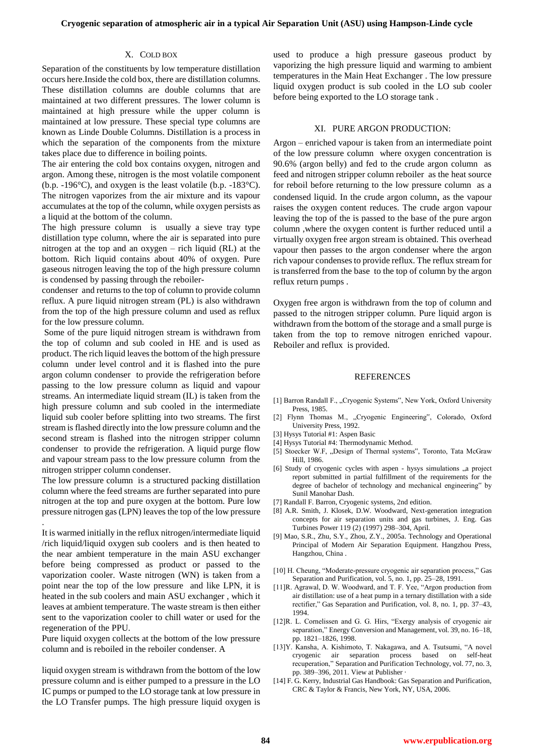## X. COLD BOX

Separation of the constituents by low temperature distillation occurs here.Inside the cold box, there are distillation columns. These distillation columns are double columns that are maintained at two different pressures. The lower column is maintained at high pressure while the upper column is maintained at low pressure. These special type columns are known as Linde Double Columns. Distillation is a process in which the separation of the components from the mixture takes place due to difference in boiling points.

The air entering the cold box contains oxygen, nitrogen and argon. Among these, nitrogen is the most volatile component (b.p. -196°C), and oxygen is the least volatile (b.p. -183°C). The nitrogen vaporizes from the air mixture and its vapour accumulates at the top of the column, while oxygen persists as a liquid at the bottom of the column.

The high pressure column is usually a sieve tray type distillation type column, where the air is separated into pure nitrogen at the top and an oxygen – rich liquid (RL) at the bottom. Rich liquid contains about 40% of oxygen. Pure gaseous nitrogen leaving the top of the high pressure column is condensed by passing through the reboiler-condenser and returns to the top of column to provide column reflux. A pure liquid nitrogen stream (PL) is also withdrawn from the top of the high pressure column and used as reflux for the low pressure column.

Some of the pure liquid nitrogen stream is withdrawn from the top of column and sub cooled in HE and is used as product. The rich liquid leaves the bottom of the high pressure column under level control and it is flashed into the pure argon column condenser to provide the refrigeration before passing to the low pressure column as liquid and vapour streams. An intermediate liquid stream (IL) is taken from the high pressure column and sub cooled in the intermediate liquid sub cooler before splitting into two streams. The first stream is flashed directly into the low pressure column and the second stream is flashed into the nitrogen stripper column condenser to provide the refrigeration. A liquid purge flow and vapour stream pass to the low pressure column from the nitrogen stripper column condenser.

The low pressure column is a structured packing distillation column where the feed streams are further separated into pure nitrogen at the top and pure oxygen at the bottom. Pure low pressure nitrogen gas (LPN) leaves the top of the low pressure .

It is warmed initially in the reflux nitrogen/intermediate liquid /rich liquid/liquid oxygen sub coolers and is then heated to the near ambient temperature in the main ASU exchanger before being compressed as product or passed to the vaporization cooler. Waste nitrogen (WN) is taken from a point near the top of the low pressure and like LPN, it is heated in the sub coolers and main ASU exchanger , which it leaves at ambient temperature. The waste stream is then either sent to the vaporization cooler to chill water or used for the regeneration of the PPU.

Pure liquid oxygen collects at the bottom of the low pressure column and is reboiled in the reboiler condenser. A

liquid oxygen stream is withdrawn from the bottom of the low pressure column and is either pumped to a pressure in the LO IC pumps or pumped to the LO storage tank at low pressure in the LO Transfer pumps. The high pressure liquid oxygen is used to produce a high pressure gaseous product by vaporizing the high pressure liquid and warming to ambient temperatures in the Main Heat Exchanger . The low pressure liquid oxygen product is sub cooled in the LO sub cooler before being exported to the LO storage tank .

## XI. PURE ARGON PRODUCTION:

Argon – enriched vapour is taken from an intermediate point of the low pressure column where oxygen concentration is 90.6% (argon belly) and fed to the crude argon column as feed and nitrogen stripper column reboiler as the heat source for reboil before returning to the low pressure column as a condensed liquid. In the crude argon column, as the vapour raises the oxygen content reduces. The crude argon vapour leaving the top of the is passed to the base of the pure argon column ,where the oxygen content is further reduced until a virtually oxygen free argon stream is obtained. This overhead vapour then passes to the argon condenser where the argon rich vapour condenses to provide reflux. The reflux stream for is transferred from the base to the top of column by the argon reflux return pumps .

Oxygen free argon is withdrawn from the top of column and passed to the nitrogen stripper column. Pure liquid argon is withdrawn from the bottom of the storage and a small purge is taken from the top to remove nitrogen enriched vapour. Reboiler and reflux is provided.

## REFERENCES

[1] Barron Randall F., „Cryogenic Systems", New York, Oxford University Press, 1985.

[2] Flynn Thomas M., „Cryogenic Engineering", Colorado, Oxford University Press, 1992.

[3] Hysys Tutorial #1: Aspen Basic

[4] Hysys Tutorial #4: Thermodynamic Method.

[5] Stoecker W.F, „Design of Thermal systems", Toronto, Tata McGraw Hill, 1986.

[6] Study of cryogenic cycles with aspen - hysys simulations „a project report submitted in partial fulfillment of the requirements for the degree of bachelor of technology and mechanical engineering" by Sunil Manohar Dash.

[7] Randall F. Barron, Cryogenic systems, 2nd edition.

[8] A.R. Smith, J. Klosek, D.W. Woodward, Next-generation integration concepts for air separation units and gas turbines, J. Eng. Gas Turbines Power 119 (2) (1997) 298–304, April.

[9] Mao, S.R., Zhu, S.Y., Zhou, Z.Y., 2005a. Technology and Operational Principal of Modern Air Separation Equipment. Hangzhou Press, Hangzhou, China .

[10] H. Cheung, "Moderate-pressure cryogenic air separation process," Gas Separation and Purification, vol. 5, no. 1, pp. 25–28, 1991.

[11]R. Agrawal, D. W. Woodward, and T. F. Yee, "Argon production from air distillation: use of a heat pump in a ternary distillation with a side rectifier," Gas Separation and Purification, vol. 8, no. 1, pp. 37–43, 1994.

[12]R. L. Cornelissen and G. G. Hirs, "Exergy analysis of cryogenic air separation," Energy Conversion and Management, vol. 39, no. 16–18, pp. 1821–1826, 1998.

[13]Y. Kansha, A. Kishimoto, T. Nakagawa, and A. Tsutsumi, "A novel cryogenic air separation process based on self-heat recuperation," Separation and Purification Technology, vol. 77, no. 3, pp. 389–396, 2011. View at Publisher ·

[14] F. G. Kerry, Industrial Gas Handbook: Gas Separation and Purification, CRC & Taylor & Francis, New York, NY, USA, 2006.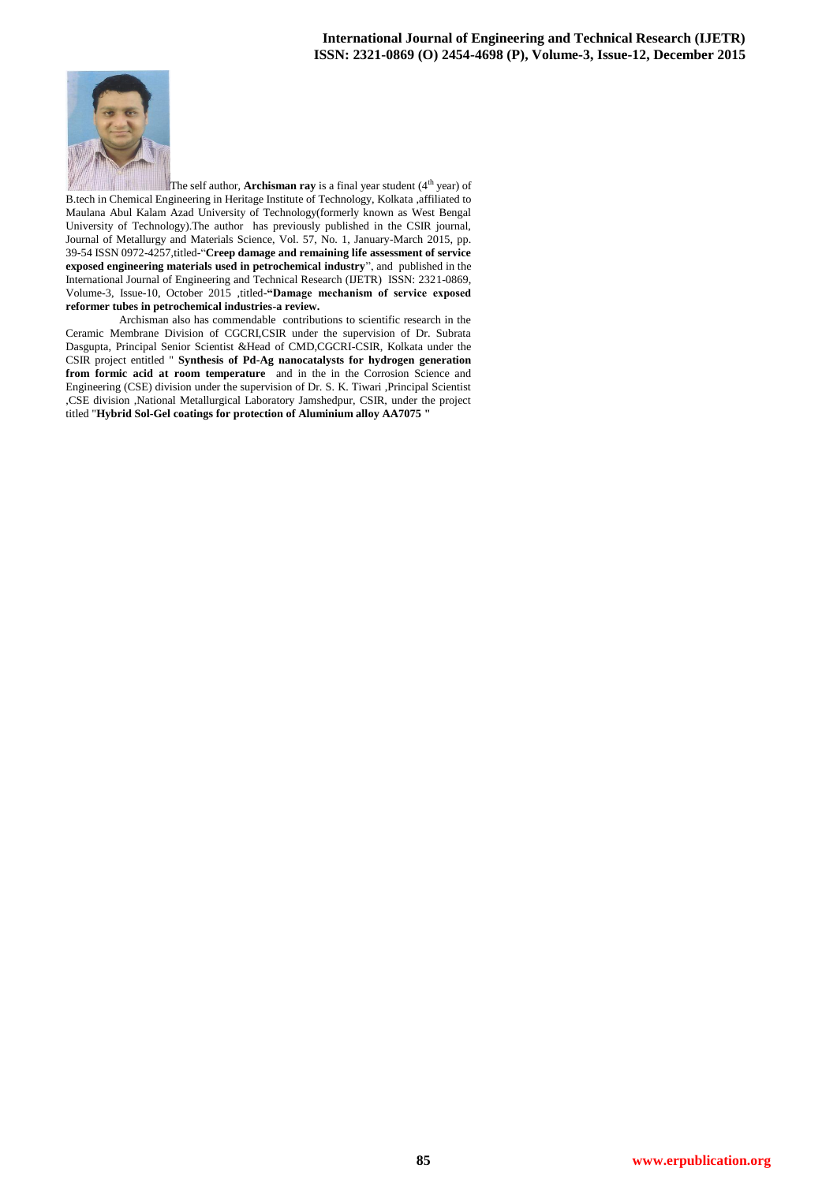The self author, **Archisman ray** is a final year student (4th year) of B.tech in Chemical Engineering in Heritage Institute of Technology, Kolkata ,affiliated to Maulana Abul Kalam Azad University of Technology(formerly known as West Bengal University of Technology).The author has previously published in the CSIR journal, Journal of Metallurgy and Materials Science, Vol. 57, No. 1, January-March 2015, pp. 39-54 ISSN 0972-4257,titled-"**Creep damage and remaining life assessment of service exposed engineering materials used in petrochemical industry**", and published in the International Journal of Engineering and Technical Research (IJETR) ISSN: 2321-0869, Volume-3, Issue-10, October 2015 ,titled-**"Damage mechanism of service exposed reformer tubes in petrochemical industries-a review.**

Archisman also has commendable contributions to scientific research in the Ceramic Membrane Division of CGCRI,CSIR under the supervision of Dr. Subrata Dasgupta, Principal Senior Scientist &Head of CMD,CGCRI-CSIR, Kolkata under the CSIR project entitled " **Synthesis of Pd-Ag nanocatalysts for hydrogen generation from formic acid at room temperature** and in the in the Corrosion Science and Engineering (CSE) division under the supervision of Dr. S. K. Tiwari ,Principal Scientist ,CSE division ,National Metallurgical Laboratory Jamshedpur, CSIR, under the project titled "**Hybrid Sol-Gel coatings for protection of Aluminium alloy AA7075 "**